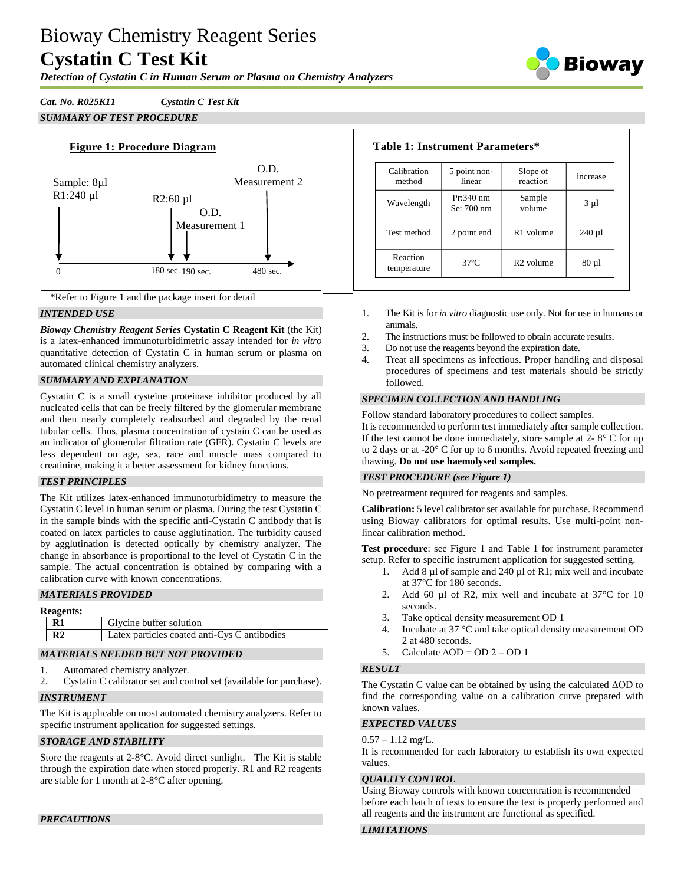# Bioway Chemistry Reagent Series

# Cystatin C Test Kit

***Detection of Cystatin C in Human Serum or Plasma on Chemistry Analyzers***

***Cat. No. R025K11*** ***Cystatin C Test Kit***

## *SUMMARY OF TEST PROCEDURE*

**Figure 1: Procedure Diagram**

Sample: 8µl
R1:240 µl — 0

R2:60 µl — 180 sec.

O.D. Measurement 1 — 190 sec.

O.D. Measurement 2 — 480 sec.

*Refer to Figure 1 and the package insert for detail

**Table 1: Instrument Parameters***

| Calibration method | 5 point non-linear | Slope of reaction | increase |
|---|---|---|---|
| Wavelength | Pr:340 nm Se: 700 nm | Sample volume | 3 µl |
| Test method | 2 point end | R1 volume | 240 µl |
| Reaction temperature | 37ºC | R2 volume | 80 µl |

## *INTENDED USE*

***Bioway Chemistry Reagent Series*** **Cystatin C Reagent Kit** (the Kit) is a latex-enhanced immunoturbidimetric assay intended for *in vitro* quantitative detection of Cystatin C in human serum or plasma on automated clinical chemistry analyzers.

## *SUMMARY AND EXPLANATION*

Cystatin C is a small cysteine proteinase inhibitor produced by all nucleated cells that can be freely filtered by the glomerular membrane and then nearly completely reabsorbed and degraded by the renal tubular cells. Thus, plasma concentration of cystain C can be used as an indicator of glomerular filtration rate (GFR). Cystatin C levels are less dependent on age, sex, race and muscle mass compared to creatinine, making it a better assessment for kidney functions.

## *TEST PRINCIPLES*

The Kit utilizes latex-enhanced immunoturbidimetry to measure the Cystatin C level in human serum or plasma. During the test Cystatin C in the sample binds with the specific anti-Cystatin C antibody that is coated on latex particles to cause agglutination. The turbidity caused by agglutination is detected optically by chemistry analyzer. The change in absorbance is proportional to the level of Cystatin C in the sample. The actual concentration is obtained by comparing with a calibration curve with known concentrations.

## *MATERIALS PROVIDED*

**Reagents:**

| | |
|---|---|
| **R1** | Glycine buffer solution |
| **R2** | Latex particles coated anti-Cys C antibodies |

## *MATERIALS NEEDED BUT NOT PROVIDED*

1. Automated chemistry analyzer.
2. Cystatin C calibrator set and control set (available for purchase).

## *INSTRUMENT*

The Kit is applicable on most automated chemistry analyzers. Refer to specific instrument application for suggested settings.

## *STORAGE AND STABILITY*

Store the reagents at 2-8°C. Avoid direct sunlight. The Kit is stable through the expiration date when stored properly. R1 and R2 reagents are stable for 1 month at 2-8°C after opening.

## *PRECAUTIONS*

1. The Kit is for *in vitro* diagnostic use only. Not for use in humans or animals.
2. The instructions must be followed to obtain accurate results.
3. Do not use the reagents beyond the expiration date.
4. Treat all specimens as infectious. Proper handling and disposal procedures of specimens and test materials should be strictly followed.

## *SPECIMEN COLLECTION AND HANDLING*

Follow standard laboratory procedures to collect samples.
It is recommended to perform test immediately after sample collection. If the test cannot be done immediately, store sample at 2- 8° C for up to 2 days or at -20° C for up to 6 months. Avoid repeated freezing and thawing. **Do not use haemolysed samples.**

## *TEST PROCEDURE (see Figure 1)*

No pretreatment required for reagents and samples.

**Calibration:** 5 level calibrator set available for purchase. Recommend using Bioway calibrators for optimal results. Use multi-point non-linear calibration method.

**Test procedure**: see Figure 1 and Table 1 for instrument parameter setup. Refer to specific instrument application for suggested setting.

1. Add 8 µl of sample and 240 µl of R1; mix well and incubate at 37°C for 180 seconds.
2. Add 60 µl of R2, mix well and incubate at 37°C for 10 seconds.
3. Take optical density measurement OD 1
4. Incubate at 37 °C and take optical density measurement OD 2 at 480 seconds.
5. Calculate ΔOD = OD 2 – OD 1

## *RESULT*

The Cystatin C value can be obtained by using the calculated ΔOD to find the corresponding value on a calibration curve prepared with known values.

## *EXPECTED VALUES*

0.57 – 1.12 mg/L.
It is recommended for each laboratory to establish its own expected values.

## *QUALITY CONTROL*

Using Bioway controls with known concentration is recommended before each batch of tests to ensure the test is properly performed and all reagents and the instrument are functional as specified.

## *LIMITATIONS*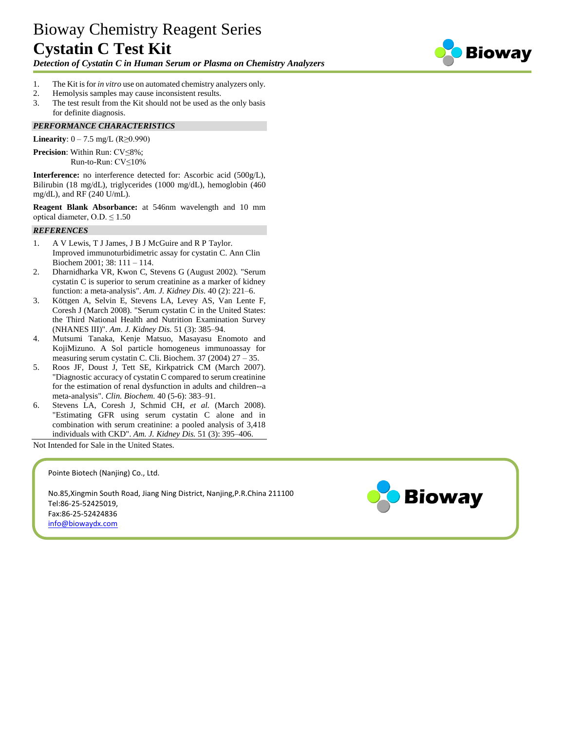# Bioway Chemistry Reagent Series

# Cystatin C Test Kit

***Detection of Cystatin C in Human Serum or Plasma on Chemistry Analyzers***

1. The Kit is for *in vitro* use on automated chemistry analyzers only.
2. Hemolysis samples may cause inconsistent results.
3. The test result from the Kit should not be used as the only basis for definite diagnosis.

## *PERFORMANCE CHARACTERISTICS*

**Linearity**: 0 – 7.5 mg/L (R≥0.990)

**Precision**: Within Run: CV≤8%;
Run-to-Run: CV≤10%

**Interference:** no interference detected for: Ascorbic acid (500g/L), Bilirubin (18 mg/dL), triglycerides (1000 mg/dL), hemoglobin (460 mg/dL), and RF (240 U/mL).

**Reagent Blank Absorbance:** at 546nm wavelength and 10 mm optical diameter, O.D. ≤ 1.50

## *REFERENCES*

1. A V Lewis, T J James, J B J McGuire and R P Taylor. Improved immunoturbidimetric assay for cystatin C. Ann Clin Biochem 2001; 38: 111 – 114.
2. Dharnidharka VR, Kwon C, Stevens G (August 2002). "Serum cystatin C is superior to serum creatinine as a marker of kidney function: a meta-analysis". *Am. J. Kidney Dis.* 40 (2): 221–6.
3. Köttgen A, Selvin E, Stevens LA, Levey AS, Van Lente F, Coresh J (March 2008). "Serum cystatin C in the United States: the Third National Health and Nutrition Examination Survey (NHANES III)". *Am. J. Kidney Dis.* 51 (3): 385–94.
4. Mutsumi Tanaka, Kenje Matsuo, Masayasu Enomoto and KojiMizuno. A Sol particle homogeneus immunoassay for measuring serum cystatin C. Cli. Biochem. 37 (2004) 27 – 35.
5. Roos JF, Doust J, Tett SE, Kirkpatrick CM (March 2007). "Diagnostic accuracy of cystatin C compared to serum creatinine for the estimation of renal dysfunction in adults and children--a meta-analysis". *Clin. Biochem.* 40 (5-6): 383–91.
6. Stevens LA, Coresh J, Schmid CH, *et al.* (March 2008). "Estimating GFR using serum cystatin C alone and in combination with serum creatinine: a pooled analysis of 3,418 individuals with CKD". *Am. J. Kidney Dis.* 51 (3): 395–406.

Not Intended for Sale in the United States.

Pointe Biotech (Nanjing) Co., Ltd.

No.85,Xingmin South Road, Jiang Ning District, Nanjing,P.R.China 211100
Tel:86-25-52425019,
Fax:86-25-52424836
info@biowaydx.com

Bioway